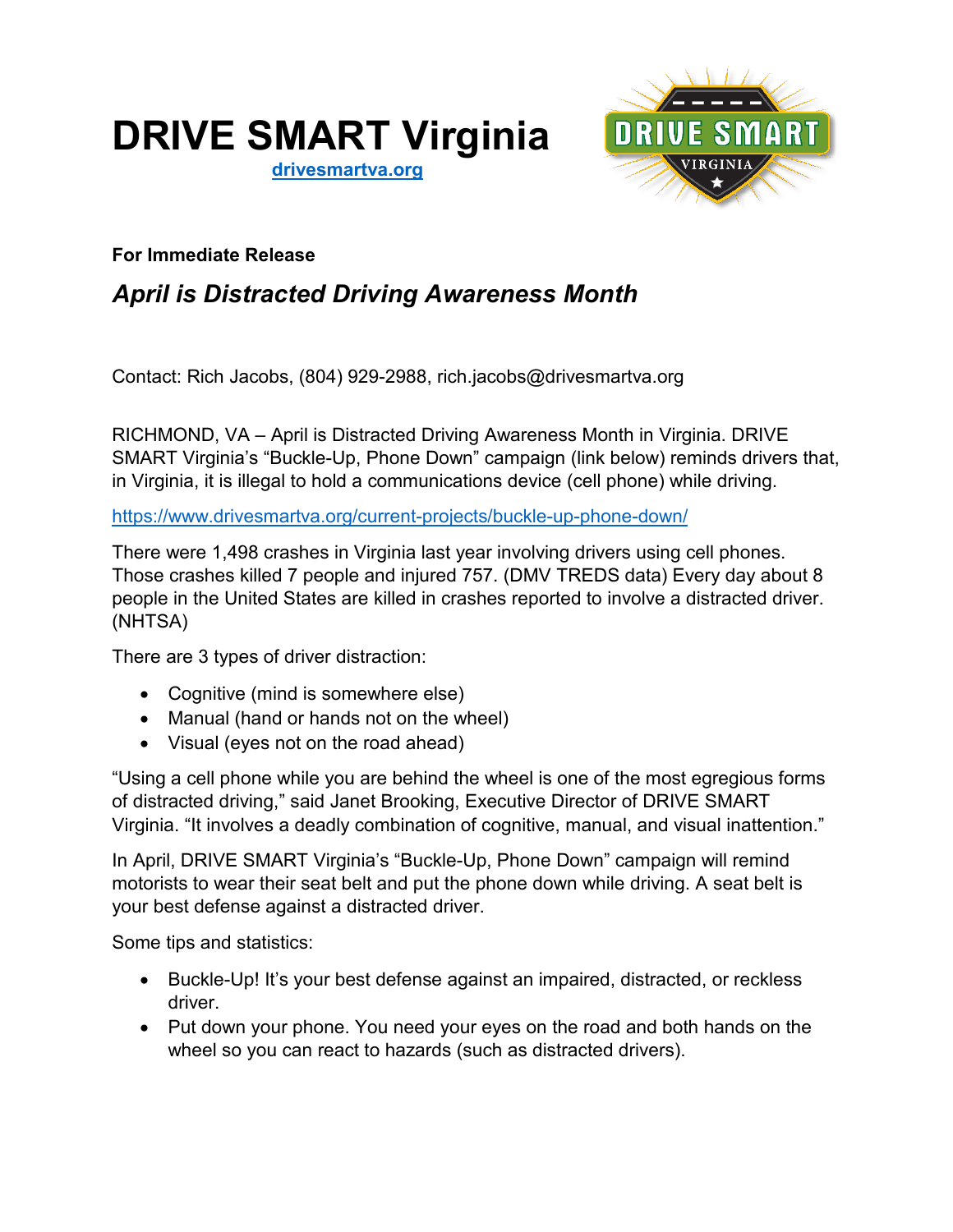# DRIVE SMART Virginia

[drivesmartva.org](drivesmartva.org)

**For Immediate Release**

## *April is Distracted Driving Awareness Month*

Contact: Rich Jacobs, (804) 929-2988, rich.jacobs@drivesmartva.org

RICHMOND, VA – April is Distracted Driving Awareness Month in Virginia. DRIVE SMART Virginia's "Buckle-Up, Phone Down" campaign (link below) reminds drivers that, in Virginia, it is illegal to hold a communications device (cell phone) while driving.

https://www.drivesmartva.org/current-projects/buckle-up-phone-down/

There were 1,498 crashes in Virginia last year involving drivers using cell phones. Those crashes killed 7 people and injured 757. (DMV TREDS data) Every day about 8 people in the United States are killed in crashes reported to involve a distracted driver. (NHTSA)

There are 3 types of driver distraction:

- Cognitive (mind is somewhere else)
- Manual (hand or hands not on the wheel)
- Visual (eyes not on the road ahead)

"Using a cell phone while you are behind the wheel is one of the most egregious forms of distracted driving," said Janet Brooking, Executive Director of DRIVE SMART Virginia. "It involves a deadly combination of cognitive, manual, and visual inattention."

In April, DRIVE SMART Virginia's "Buckle-Up, Phone Down" campaign will remind motorists to wear their seat belt and put the phone down while driving. A seat belt is your best defense against a distracted driver.

Some tips and statistics:

- Buckle-Up! It's your best defense against an impaired, distracted, or reckless driver.
- Put down your phone. You need your eyes on the road and both hands on the wheel so you can react to hazards (such as distracted drivers).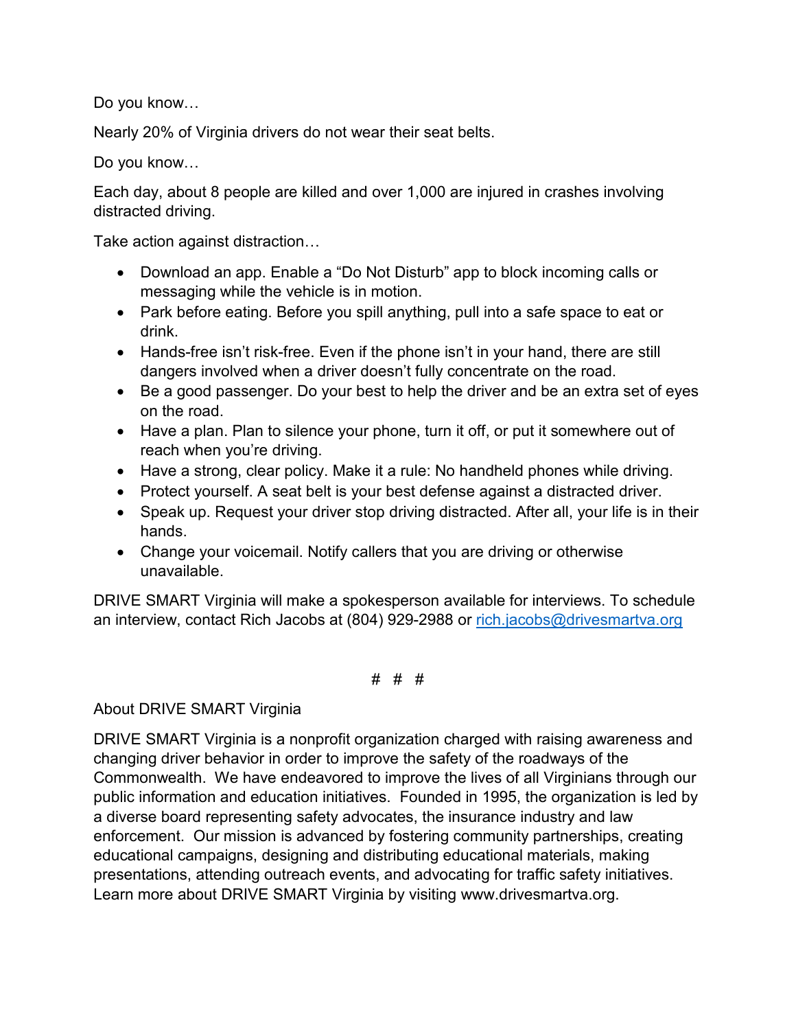Do you know…

Nearly 20% of Virginia drivers do not wear their seat belts.

Do you know…

Each day, about 8 people are killed and over 1,000 are injured in crashes involving distracted driving.

Take action against distraction…

- Download an app. Enable a "Do Not Disturb" app to block incoming calls or messaging while the vehicle is in motion.
- Park before eating. Before you spill anything, pull into a safe space to eat or drink.
- Hands-free isn't risk-free. Even if the phone isn't in your hand, there are still dangers involved when a driver doesn't fully concentrate on the road.
- Be a good passenger. Do your best to help the driver and be an extra set of eyes on the road.
- Have a plan. Plan to silence your phone, turn it off, or put it somewhere out of reach when you're driving.
- Have a strong, clear policy. Make it a rule: No handheld phones while driving.
- Protect yourself. A seat belt is your best defense against a distracted driver.
- Speak up. Request your driver stop driving distracted. After all, your life is in their hands.
- Change your voicemail. Notify callers that you are driving or otherwise unavailable.

DRIVE SMART Virginia will make a spokesperson available for interviews. To schedule an interview, contact Rich Jacobs at (804) 929-2988 or rich.jacobs@drivesmartva.org

# # #

About DRIVE SMART Virginia

DRIVE SMART Virginia is a nonprofit organization charged with raising awareness and changing driver behavior in order to improve the safety of the roadways of the Commonwealth. We have endeavored to improve the lives of all Virginians through our public information and education initiatives. Founded in 1995, the organization is led by a diverse board representing safety advocates, the insurance industry and law enforcement. Our mission is advanced by fostering community partnerships, creating educational campaigns, designing and distributing educational materials, making presentations, attending outreach events, and advocating for traffic safety initiatives. Learn more about DRIVE SMART Virginia by visiting www.drivesmartva.org.